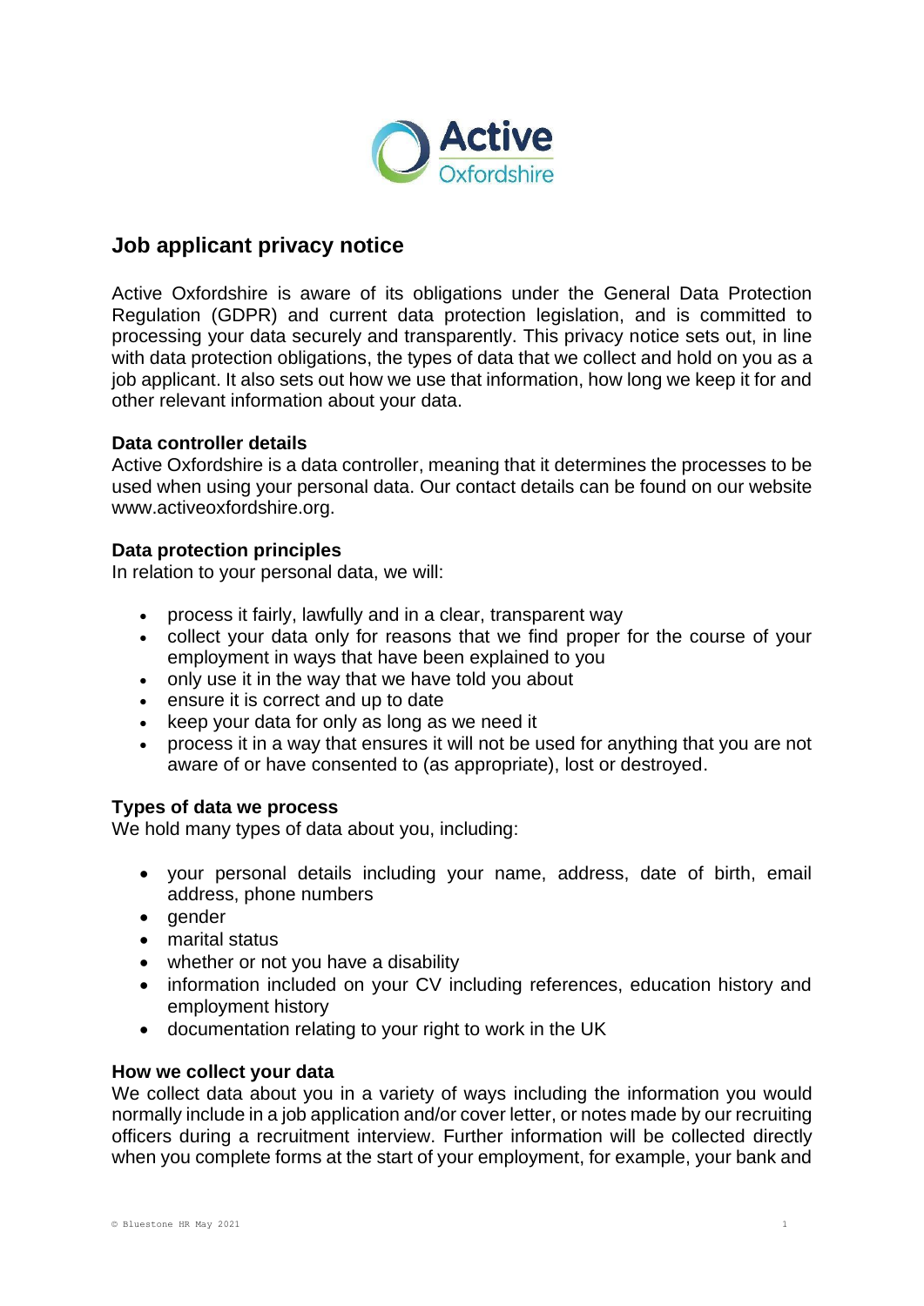# Job applicant privacy notice

Active Oxfordshire is aware of its obligations under the General Data Protection Regulation (GDPR) and current data protection legislation, and is committed to processing your data securely and transparently. This privacy notice sets out, in line with data protection obligations, the types of data that we collect and hold on you as a job applicant. It also sets out how we use that information, how long we keep it for and other relevant information about your data.

**Data controller details**
Active Oxfordshire is a data controller, meaning that it determines the processes to be used when using your personal data. Our contact details can be found on our website www.activeoxfordshire.org.

**Data protection principles**
In relation to your personal data, we will:

- process it fairly, lawfully and in a clear, transparent way
- collect your data only for reasons that we find proper for the course of your employment in ways that have been explained to you
- only use it in the way that we have told you about
- ensure it is correct and up to date
- keep your data for only as long as we need it
- process it in a way that ensures it will not be used for anything that you are not aware of or have consented to (as appropriate), lost or destroyed.

**Types of data we process**
We hold many types of data about you, including:

- your personal details including your name, address, date of birth, email address, phone numbers
- gender
- marital status
- whether or not you have a disability
- information included on your CV including references, education history and employment history
- documentation relating to your right to work in the UK

**How we collect your data**
We collect data about you in a variety of ways including the information you would normally include in a job application and/or cover letter, or notes made by our recruiting officers during a recruitment interview. Further information will be collected directly when you complete forms at the start of your employment, for example, your bank and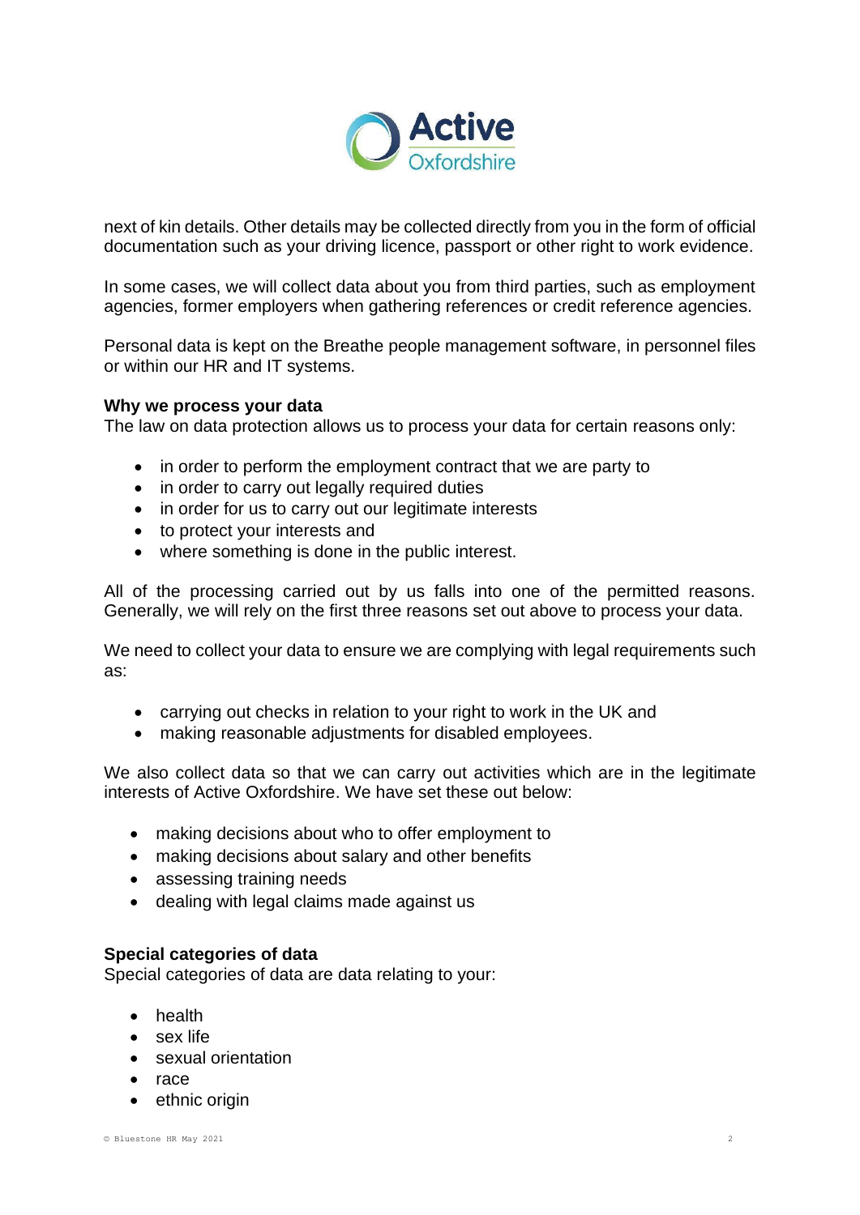next of kin details. Other details may be collected directly from you in the form of official documentation such as your driving licence, passport or other right to work evidence.

In some cases, we will collect data about you from third parties, such as employment agencies, former employers when gathering references or credit reference agencies.

Personal data is kept on the Breathe people management software, in personnel files or within our HR and IT systems.

**Why we process your data**

The law on data protection allows us to process your data for certain reasons only:

- in order to perform the employment contract that we are party to
- in order to carry out legally required duties
- in order for us to carry out our legitimate interests
- to protect your interests and
- where something is done in the public interest.

All of the processing carried out by us falls into one of the permitted reasons. Generally, we will rely on the first three reasons set out above to process your data.

We need to collect your data to ensure we are complying with legal requirements such as:

- carrying out checks in relation to your right to work in the UK and
- making reasonable adjustments for disabled employees.

We also collect data so that we can carry out activities which are in the legitimate interests of Active Oxfordshire. We have set these out below:

- making decisions about who to offer employment to
- making decisions about salary and other benefits
- assessing training needs
- dealing with legal claims made against us

**Special categories of data**

Special categories of data are data relating to your:

- health
- sex life
- sexual orientation
- race
- ethnic origin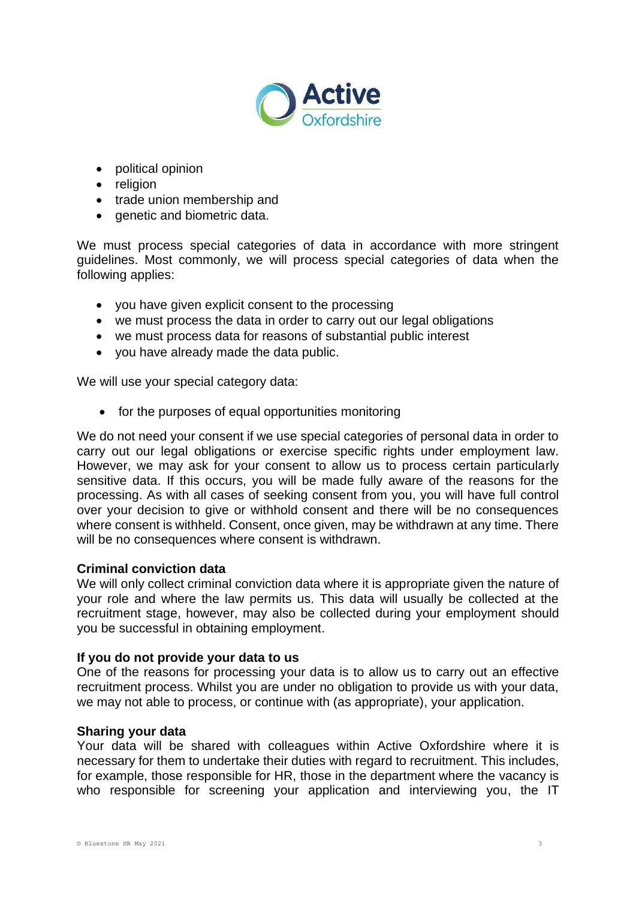- political opinion
- religion
- trade union membership and
- genetic and biometric data.

We must process special categories of data in accordance with more stringent guidelines. Most commonly, we will process special categories of data when the following applies:

- you have given explicit consent to the processing
- we must process the data in order to carry out our legal obligations
- we must process data for reasons of substantial public interest
- you have already made the data public.

We will use your special category data:

- for the purposes of equal opportunities monitoring

We do not need your consent if we use special categories of personal data in order to carry out our legal obligations or exercise specific rights under employment law. However, we may ask for your consent to allow us to process certain particularly sensitive data. If this occurs, you will be made fully aware of the reasons for the processing. As with all cases of seeking consent from you, you will have full control over your decision to give or withhold consent and there will be no consequences where consent is withheld. Consent, once given, may be withdrawn at any time. There will be no consequences where consent is withdrawn.

**Criminal conviction data**

We will only collect criminal conviction data where it is appropriate given the nature of your role and where the law permits us. This data will usually be collected at the recruitment stage, however, may also be collected during your employment should you be successful in obtaining employment.

**If you do not provide your data to us**

One of the reasons for processing your data is to allow us to carry out an effective recruitment process. Whilst you are under no obligation to provide us with your data, we may not able to process, or continue with (as appropriate), your application.

**Sharing your data**

Your data will be shared with colleagues within Active Oxfordshire where it is necessary for them to undertake their duties with regard to recruitment. This includes, for example, those responsible for HR, those in the department where the vacancy is who responsible for screening your application and interviewing you, the IT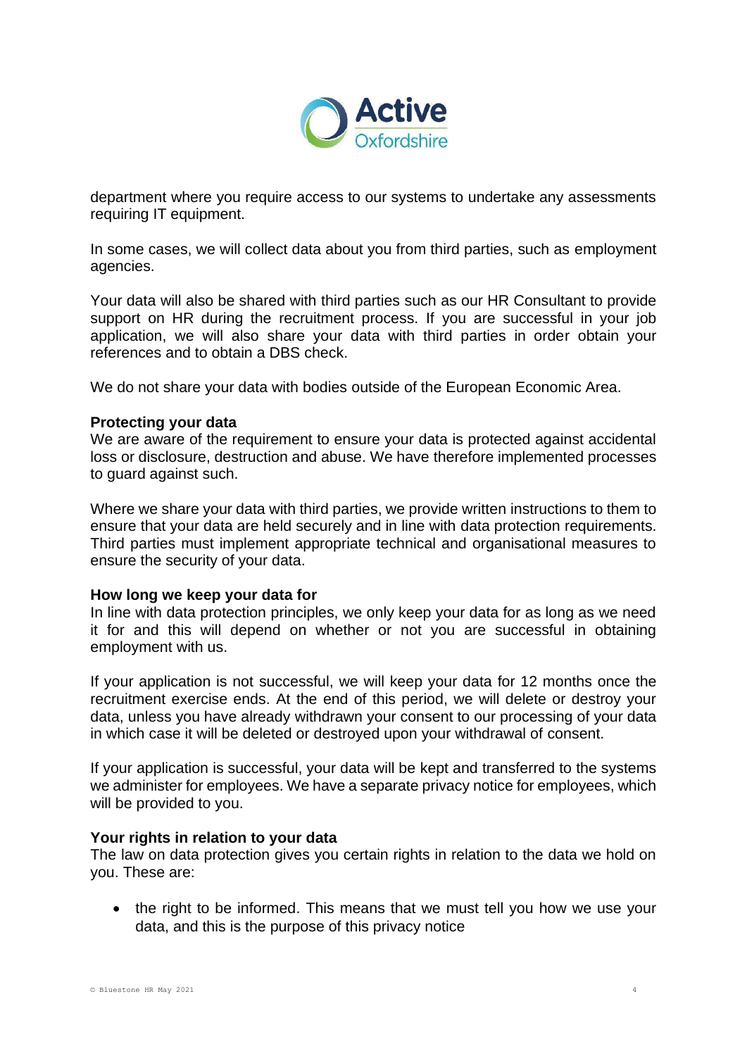department where you require access to our systems to undertake any assessments requiring IT equipment.

In some cases, we will collect data about you from third parties, such as employment agencies.

Your data will also be shared with third parties such as our HR Consultant to provide support on HR during the recruitment process. If you are successful in your job application, we will also share your data with third parties in order obtain your references and to obtain a DBS check.

We do not share your data with bodies outside of the European Economic Area.

**Protecting your data**

We are aware of the requirement to ensure your data is protected against accidental loss or disclosure, destruction and abuse. We have therefore implemented processes to guard against such.

Where we share your data with third parties, we provide written instructions to them to ensure that your data are held securely and in line with data protection requirements. Third parties must implement appropriate technical and organisational measures to ensure the security of your data.

**How long we keep your data for**

In line with data protection principles, we only keep your data for as long as we need it for and this will depend on whether or not you are successful in obtaining employment with us.

If your application is not successful, we will keep your data for 12 months once the recruitment exercise ends. At the end of this period, we will delete or destroy your data, unless you have already withdrawn your consent to our processing of your data in which case it will be deleted or destroyed upon your withdrawal of consent.

If your application is successful, your data will be kept and transferred to the systems we administer for employees. We have a separate privacy notice for employees, which will be provided to you.

**Your rights in relation to your data**

The law on data protection gives you certain rights in relation to the data we hold on you. These are:

- the right to be informed. This means that we must tell you how we use your data, and this is the purpose of this privacy notice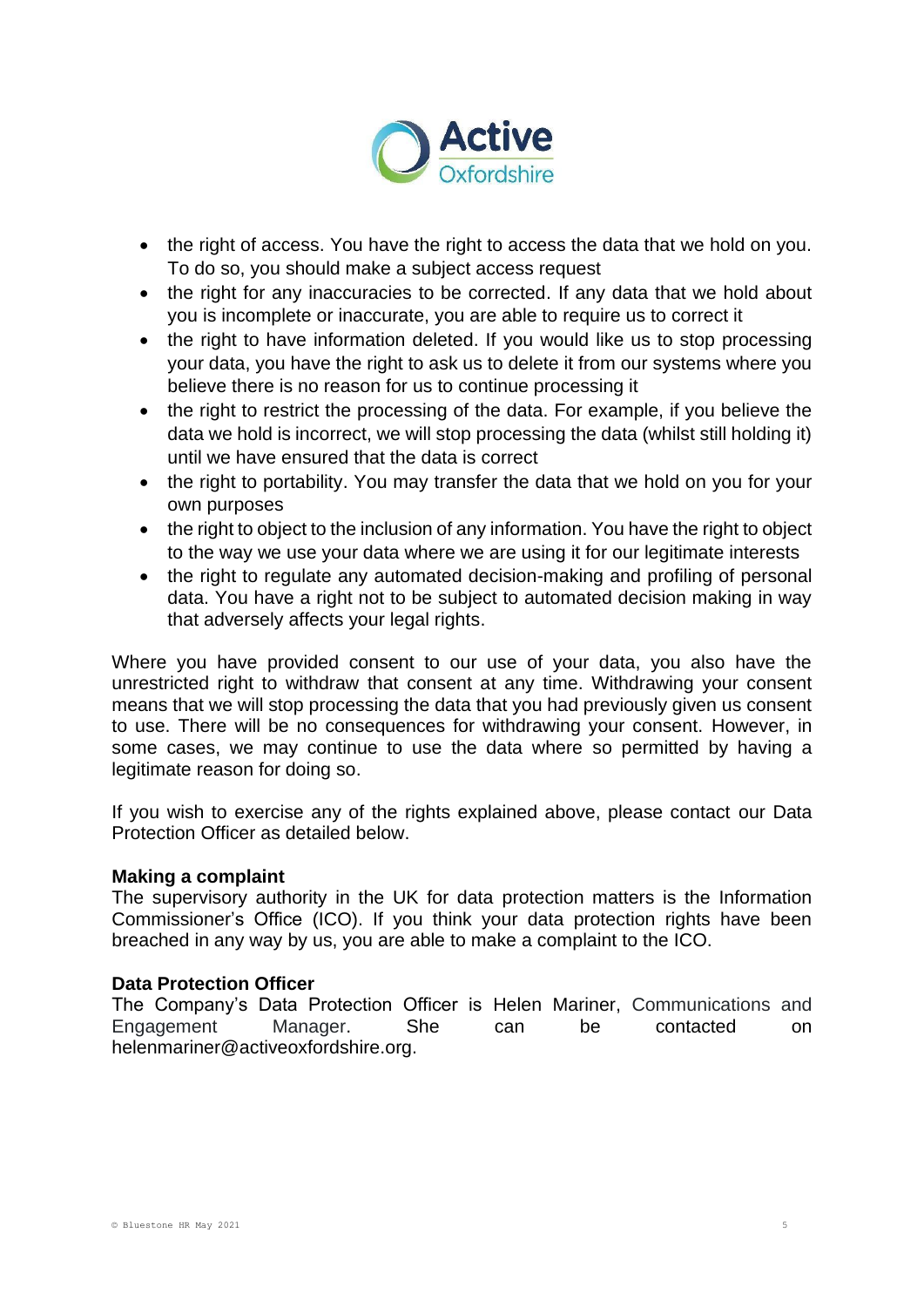- the right of access. You have the right to access the data that we hold on you. To do so, you should make a subject access request
- the right for any inaccuracies to be corrected. If any data that we hold about you is incomplete or inaccurate, you are able to require us to correct it
- the right to have information deleted. If you would like us to stop processing your data, you have the right to ask us to delete it from our systems where you believe there is no reason for us to continue processing it
- the right to restrict the processing of the data. For example, if you believe the data we hold is incorrect, we will stop processing the data (whilst still holding it) until we have ensured that the data is correct
- the right to portability. You may transfer the data that we hold on you for your own purposes
- the right to object to the inclusion of any information. You have the right to object to the way we use your data where we are using it for our legitimate interests
- the right to regulate any automated decision-making and profiling of personal data. You have a right not to be subject to automated decision making in way that adversely affects your legal rights.

Where you have provided consent to our use of your data, you also have the unrestricted right to withdraw that consent at any time. Withdrawing your consent means that we will stop processing the data that you had previously given us consent to use. There will be no consequences for withdrawing your consent. However, in some cases, we may continue to use the data where so permitted by having a legitimate reason for doing so.

If you wish to exercise any of the rights explained above, please contact our Data Protection Officer as detailed below.

**Making a complaint**
The supervisory authority in the UK for data protection matters is the Information Commissioner's Office (ICO). If you think your data protection rights have been breached in any way by us, you are able to make a complaint to the ICO.

**Data Protection Officer**
The Company's Data Protection Officer is Helen Mariner, Communications and Engagement Manager. She can be contacted on helenmariner@activeoxfordshire.org.

© Bluestone HR May 2021